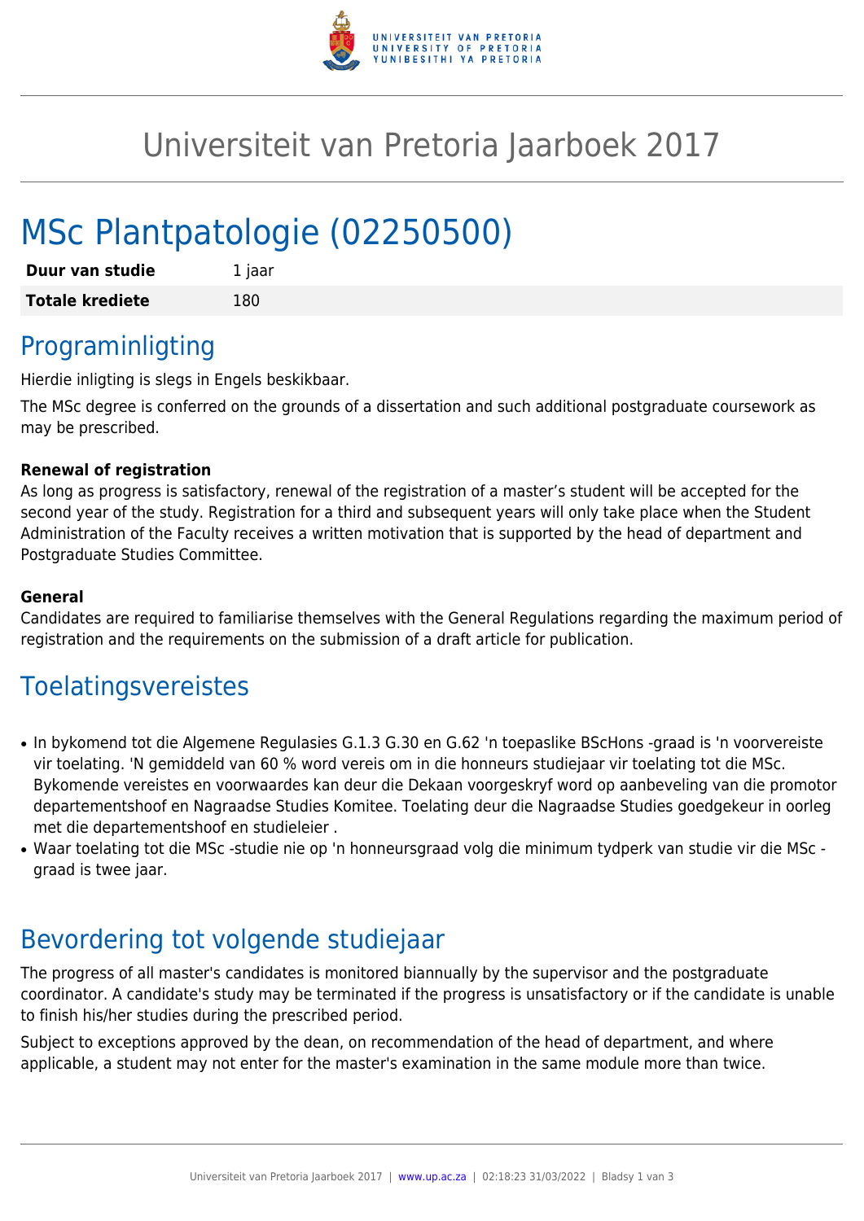# Universiteit van Pretoria Jaarboek 2017

# MSc Plantpatologie (02250500)

| **Duur van studie** | 1 jaar |
|---|---|
| **Totale krediete** | 180 |

## Programinligting

Hierdie inligting is slegs in Engels beskikbaar.

The MSc degree is conferred on the grounds of a dissertation and such additional postgraduate coursework as may be prescribed.

**Renewal of registration**
As long as progress is satisfactory, renewal of the registration of a master's student will be accepted for the second year of the study. Registration for a third and subsequent years will only take place when the Student Administration of the Faculty receives a written motivation that is supported by the head of department and Postgraduate Studies Committee.

**General**
Candidates are required to familiarise themselves with the General Regulations regarding the maximum period of registration and the requirements on the submission of a draft article for publication.

## Toelatingsvereistes

- In bykomend tot die Algemene Regulasies G.1.3 G.30 en G.62 'n toepaslike BScHons -graad is 'n voorvereiste vir toelating. 'N gemiddeld van 60 % word vereis om in die honneurs studiejaar vir toelating tot die MSc. Bykomende vereistes en voorwaardes kan deur die Dekaan voorgeskryf word op aanbeveling van die promotor departementshoof en Nagraadse Studies Komitee. Toelating deur die Nagraadse Studies goedgekeur in oorleg met die departementshoof en studieleier .
- Waar toelating tot die MSc -studie nie op 'n honneursgraad volg die minimum tydperk van studie vir die MSc -graad is twee jaar.

## Bevordering tot volgende studiejaar

The progress of all master's candidates is monitored biannually by the supervisor and the postgraduate coordinator. A candidate's study may be terminated if the progress is unsatisfactory or if the candidate is unable to finish his/her studies during the prescribed period.

Subject to exceptions approved by the dean, on recommendation of the head of department, and where applicable, a student may not enter for the master's examination in the same module more than twice.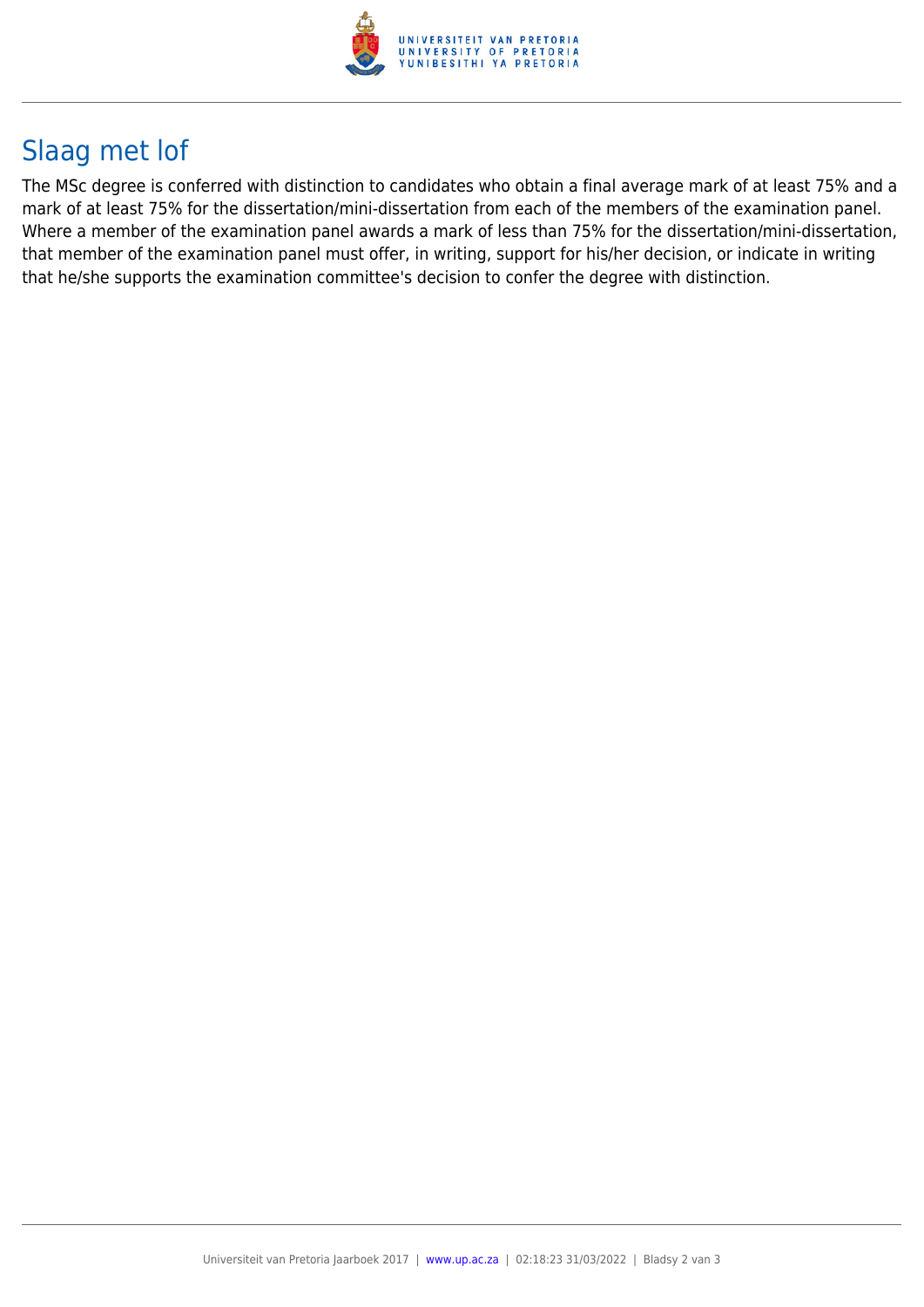## Slaag met lof

The MSc degree is conferred with distinction to candidates who obtain a final average mark of at least 75% and a mark of at least 75% for the dissertation/mini-dissertation from each of the members of the examination panel. Where a member of the examination panel awards a mark of less than 75% for the dissertation/mini-dissertation, that member of the examination panel must offer, in writing, support for his/her decision, or indicate in writing that he/she supports the examination committee's decision to confer the degree with distinction.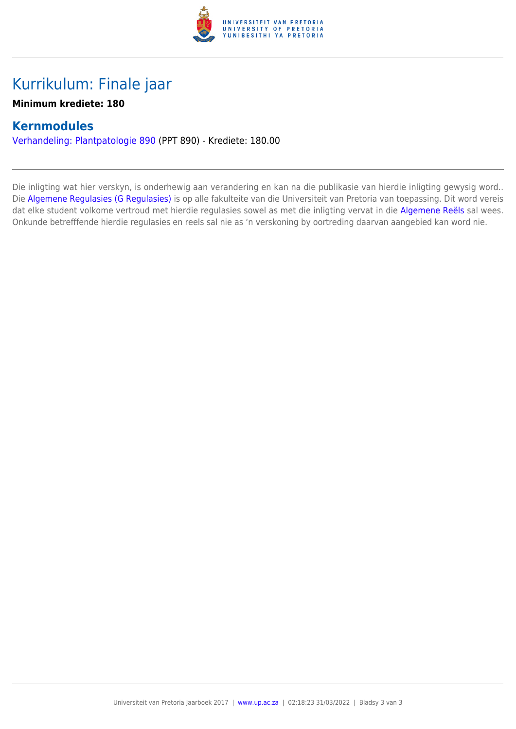## Kurrikulum: Finale jaar

**Minimum krediete: 180**

### Kernmodules

Verhandeling: Plantpatologie 890 (PPT 890) - Krediete: 180.00

---

Die inligting wat hier verskyn, is onderhewig aan verandering en kan na die publikasie van hierdie inligting gewysig word.. Die Algemene Regulasies (G Regulasies) is op alle fakulteite van die Universiteit van Pretoria van toepassing. Dit word vereis dat elke student volkome vertroud met hierdie regulasies sowel as met die inligting vervat in die Algemene Reëls sal wees. Onkunde betrefffende hierdie regulasies en reels sal nie as 'n verskoning by oortreding daarvan aangebied kan word nie.